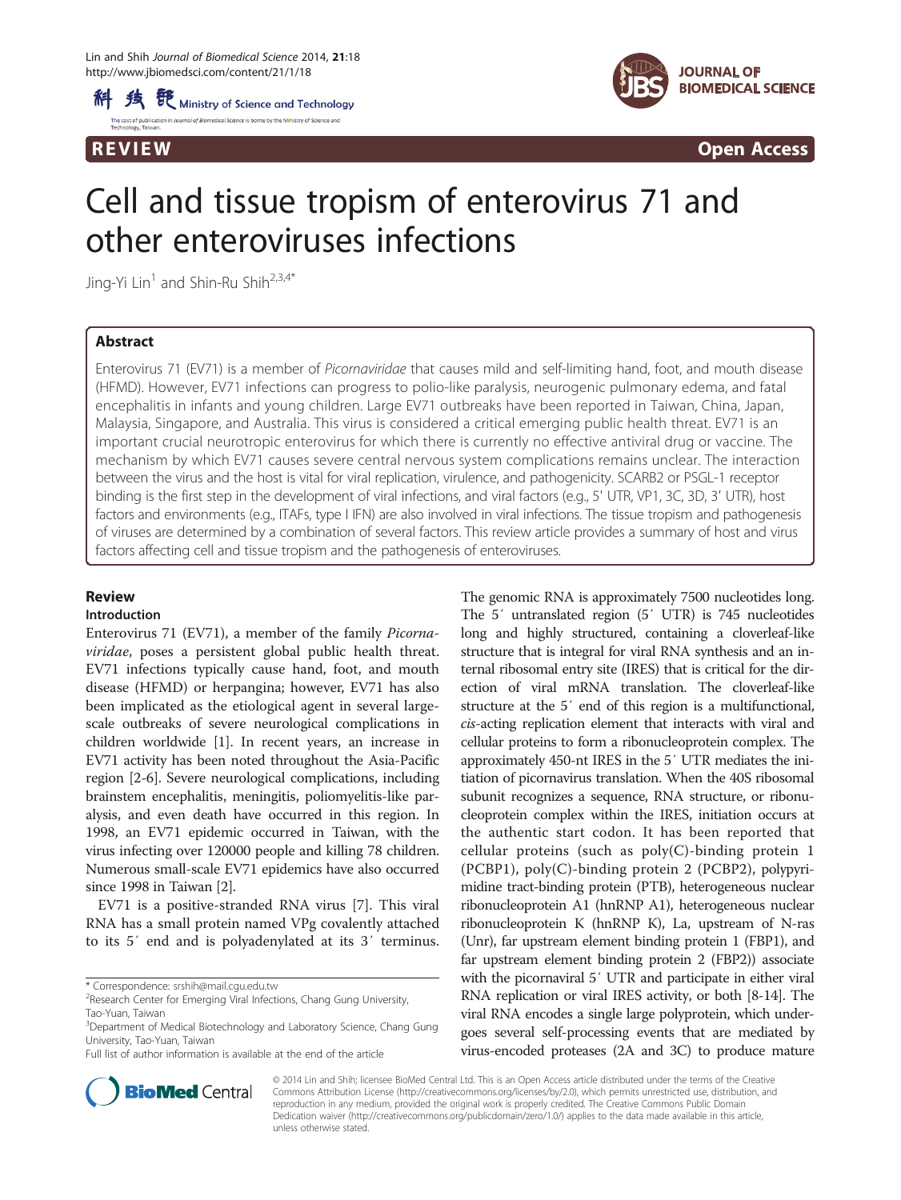REVIEW Open Access

# Cell and tissue tropism of enterovirus 71 and other enteroviruses infections

Jing-Yi Lin[1] and Shin-Ru Shih[2,3,4*]

## Abstract

Enterovirus 71 (EV71) is a member of *Picornaviridae* that causes mild and self-limiting hand, foot, and mouth disease (HFMD). However, EV71 infections can progress to polio-like paralysis, neurogenic pulmonary edema, and fatal encephalitis in infants and young children. Large EV71 outbreaks have been reported in Taiwan, China, Japan, Malaysia, Singapore, and Australia. This virus is considered a critical emerging public health threat. EV71 is an important crucial neurotropic enterovirus for which there is currently no effective antiviral drug or vaccine. The mechanism by which EV71 causes severe central nervous system complications remains unclear. The interaction between the virus and the host is vital for viral replication, virulence, and pathogenicity. SCARB2 or PSGL-1 receptor binding is the first step in the development of viral infections, and viral factors (e.g., 5′ UTR, VP1, 3C, 3D, 3′ UTR), host factors and environments (e.g., ITAFs, type I IFN) are also involved in viral infections. The tissue tropism and pathogenesis of viruses are determined by a combination of several factors. This review article provides a summary of host and virus factors affecting cell and tissue tropism and the pathogenesis of enteroviruses.

## Review

### Introduction

Enterovirus 71 (EV71), a member of the family *Picornaviridae*, poses a persistent global public health threat. EV71 infections typically cause hand, foot, and mouth disease (HFMD) or herpangina; however, EV71 has also been implicated as the etiological agent in several large-scale outbreaks of severe neurological complications in children worldwide [1]. In recent years, an increase in EV71 activity has been noted throughout the Asia-Pacific region [2-6]. Severe neurological complications, including brainstem encephalitis, meningitis, poliomyelitis-like paralysis, and even death have occurred in this region. In 1998, an EV71 epidemic occurred in Taiwan, with the virus infecting over 120000 people and killing 78 children. Numerous small-scale EV71 epidemics have also occurred since 1998 in Taiwan [2].

EV71 is a positive-stranded RNA virus [7]. This viral RNA has a small protein named VPg covalently attached to its 5′ end and is polyadenylated at its 3′ terminus. The genomic RNA is approximately 7500 nucleotides long. The 5′ untranslated region (5′ UTR) is 745 nucleotides long and highly structured, containing a cloverleaf-like structure that is integral for viral RNA synthesis and an internal ribosomal entry site (IRES) that is critical for the direction of viral mRNA translation. The cloverleaf-like structure at the 5′ end of this region is a multifunctional, *cis*-acting replication element that interacts with viral and cellular proteins to form a ribonucleoprotein complex. The approximately 450-nt IRES in the 5′ UTR mediates the initiation of picornavirus translation. When the 40S ribosomal subunit recognizes a sequence, RNA structure, or ribonucleoprotein complex within the IRES, initiation occurs at the authentic start codon. It has been reported that cellular proteins (such as poly(C)-binding protein 1 (PCBP1), poly(C)-binding protein 2 (PCBP2), polypyrimidine tract-binding protein (PTB), heterogeneous nuclear ribonucleoprotein A1 (hnRNP A1), heterogeneous nuclear ribonucleoprotein K (hnRNP K), La, upstream of N-ras (Unr), far upstream element binding protein 1 (FBP1), and far upstream element binding protein 2 (FBP2)) associate with the picornaviral 5′ UTR and participate in either viral RNA replication or viral IRES activity, or both [8-14]. The viral RNA encodes a single large polyprotein, which undergoes several self-processing events that are mediated by virus-encoded proteases (2A and 3C) to produce mature

\* Correspondence: srshih@mail.cgu.edu.tw
[2]Research Center for Emerging Viral Infections, Chang Gung University, Tao-Yuan, Taiwan
[3]Department of Medical Biotechnology and Laboratory Science, Chang Gung University, Tao-Yuan, Taiwan
Full list of author information is available at the end of the article

© 2014 Lin and Shih; licensee BioMed Central Ltd. This is an Open Access article distributed under the terms of the Creative Commons Attribution License (http://creativecommons.org/licenses/by/2.0), which permits unrestricted use, distribution, and reproduction in any medium, provided the original work is properly credited. The Creative Commons Public Domain Dedication waiver (http://creativecommons.org/publicdomain/zero/1.0/) applies to the data made available in this article, unless otherwise stated.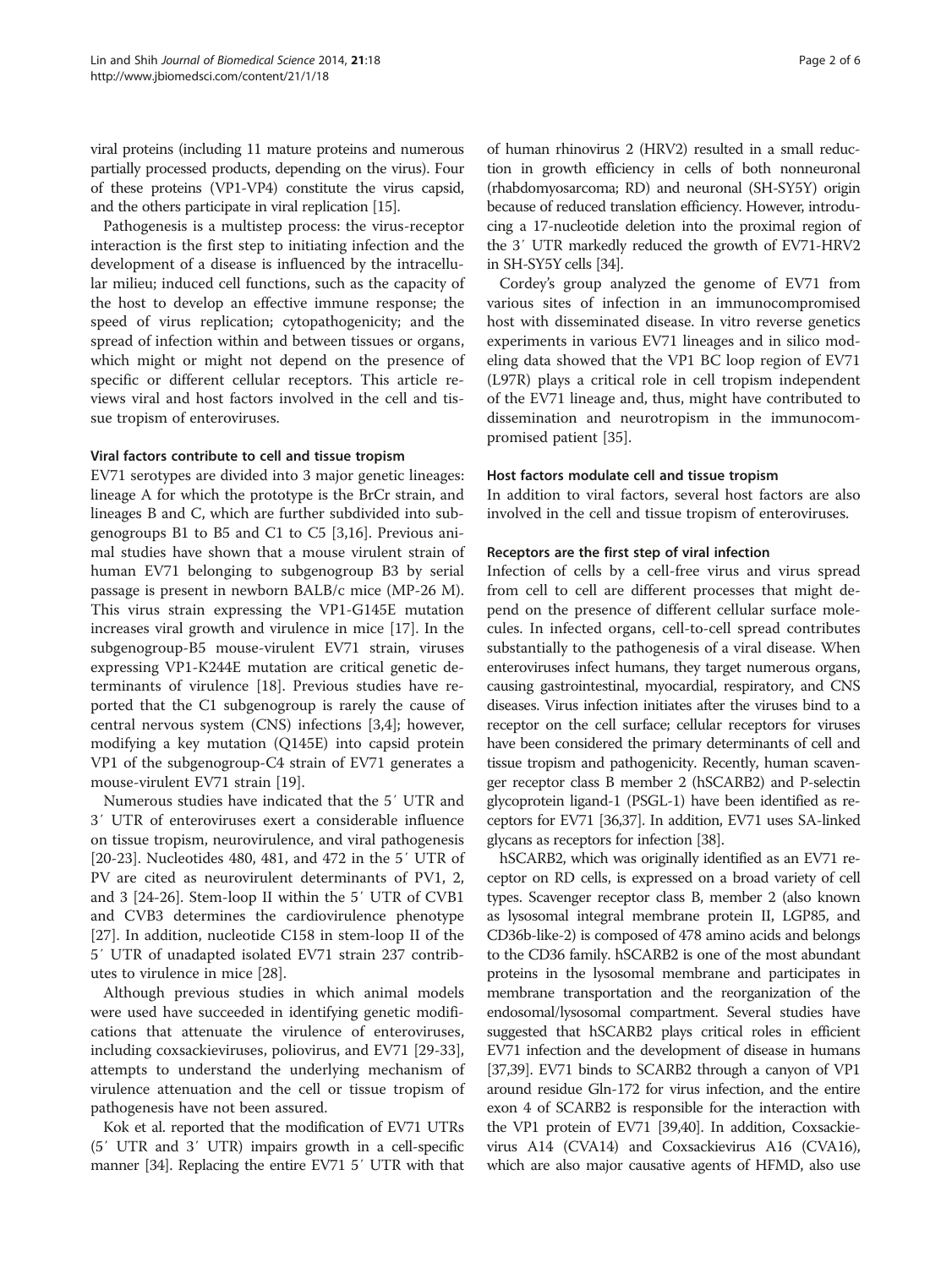viral proteins (including 11 mature proteins and numerous partially processed products, depending on the virus). Four of these proteins (VP1-VP4) constitute the virus capsid, and the others participate in viral replication [15].

Pathogenesis is a multistep process: the virus-receptor interaction is the first step to initiating infection and the development of a disease is influenced by the intracellular milieu; induced cell functions, such as the capacity of the host to develop an effective immune response; the speed of virus replication; cytopathogenicity; and the spread of infection within and between tissues or organs, which might or might not depend on the presence of specific or different cellular receptors. This article reviews viral and host factors involved in the cell and tissue tropism of enteroviruses.

### Viral factors contribute to cell and tissue tropism

EV71 serotypes are divided into 3 major genetic lineages: lineage A for which the prototype is the BrCr strain, and lineages B and C, which are further subdivided into subgenogroups B1 to B5 and C1 to C5 [3,16]. Previous animal studies have shown that a mouse virulent strain of human EV71 belonging to subgenogroup B3 by serial passage is present in newborn BALB/c mice (MP-26 M). This virus strain expressing the VP1-G145E mutation increases viral growth and virulence in mice [17]. In the subgenogroup-B5 mouse-virulent EV71 strain, viruses expressing VP1-K244E mutation are critical genetic determinants of virulence [18]. Previous studies have reported that the C1 subgenogroup is rarely the cause of central nervous system (CNS) infections [3,4]; however, modifying a key mutation (Q145E) into capsid protein VP1 of the subgenogroup-C4 strain of EV71 generates a mouse-virulent EV71 strain [19].

Numerous studies have indicated that the 5′ UTR and 3′ UTR of enteroviruses exert a considerable influence on tissue tropism, neurovirulence, and viral pathogenesis [20-23]. Nucleotides 480, 481, and 472 in the 5′ UTR of PV are cited as neurovirulent determinants of PV1, 2, and 3 [24-26]. Stem-loop II within the 5′ UTR of CVB1 and CVB3 determines the cardiovirulence phenotype [27]. In addition, nucleotide C158 in stem-loop II of the 5′ UTR of unadapted isolated EV71 strain 237 contributes to virulence in mice [28].

Although previous studies in which animal models were used have succeeded in identifying genetic modifications that attenuate the virulence of enteroviruses, including coxsackieviruses, poliovirus, and EV71 [29-33], attempts to understand the underlying mechanism of virulence attenuation and the cell or tissue tropism of pathogenesis have not been assured.

Kok et al. reported that the modification of EV71 UTRs (5′ UTR and 3′ UTR) impairs growth in a cell-specific manner [34]. Replacing the entire EV71 5′ UTR with that of human rhinovirus 2 (HRV2) resulted in a small reduction in growth efficiency in cells of both nonneuronal (rhabdomyosarcoma; RD) and neuronal (SH-SY5Y) origin because of reduced translation efficiency. However, introducing a 17-nucleotide deletion into the proximal region of the 3′ UTR markedly reduced the growth of EV71-HRV2 in SH-SY5Y cells [34].

Cordey's group analyzed the genome of EV71 from various sites of infection in an immunocompromised host with disseminated disease. In vitro reverse genetics experiments in various EV71 lineages and in silico modeling data showed that the VP1 BC loop region of EV71 (L97R) plays a critical role in cell tropism independent of the EV71 lineage and, thus, might have contributed to dissemination and neurotropism in the immunocompromised patient [35].

### Host factors modulate cell and tissue tropism

In addition to viral factors, several host factors are also involved in the cell and tissue tropism of enteroviruses.

#### Receptors are the first step of viral infection

Infection of cells by a cell-free virus and virus spread from cell to cell are different processes that might depend on the presence of different cellular surface molecules. In infected organs, cell-to-cell spread contributes substantially to the pathogenesis of a viral disease. When enteroviruses infect humans, they target numerous organs, causing gastrointestinal, myocardial, respiratory, and CNS diseases. Virus infection initiates after the viruses bind to a receptor on the cell surface; cellular receptors for viruses have been considered the primary determinants of cell and tissue tropism and pathogenicity. Recently, human scavenger receptor class B member 2 (hSCARB2) and P-selectin glycoprotein ligand-1 (PSGL-1) have been identified as receptors for EV71 [36,37]. In addition, EV71 uses SA-linked glycans as receptors for infection [38].

hSCARB2, which was originally identified as an EV71 receptor on RD cells, is expressed on a broad variety of cell types. Scavenger receptor class B, member 2 (also known as lysosomal integral membrane protein II, LGP85, and CD36b-like-2) is composed of 478 amino acids and belongs to the CD36 family. hSCARB2 is one of the most abundant proteins in the lysosomal membrane and participates in membrane transportation and the reorganization of the endosomal/lysosomal compartment. Several studies have suggested that hSCARB2 plays critical roles in efficient EV71 infection and the development of disease in humans [37,39]. EV71 binds to SCARB2 through a canyon of VP1 around residue Gln-172 for virus infection, and the entire exon 4 of SCARB2 is responsible for the interaction with the VP1 protein of EV71 [39,40]. In addition, Coxsackievirus A14 (CVA14) and Coxsackievirus A16 (CVA16), which are also major causative agents of HFMD, also use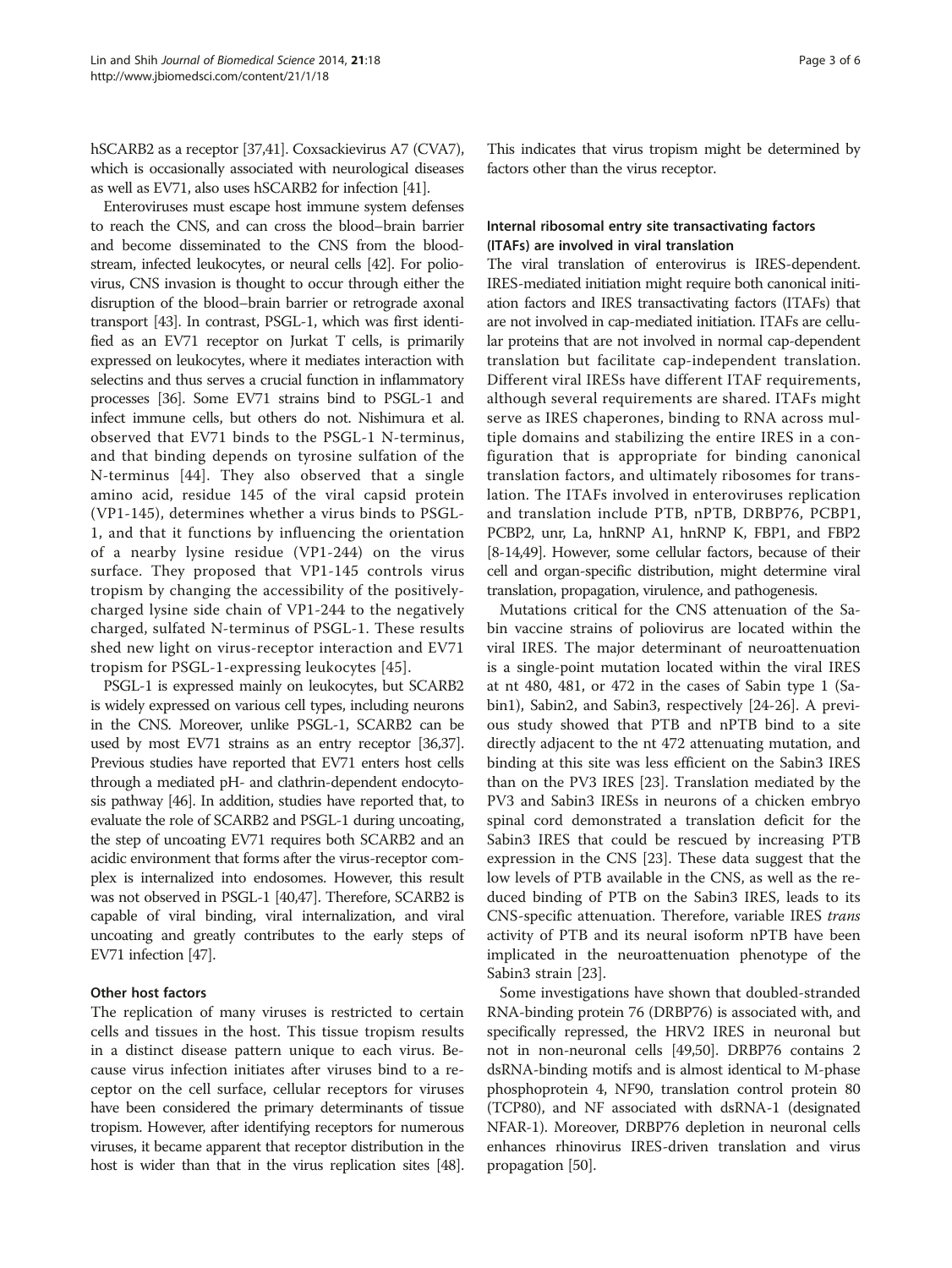hSCARB2 as a receptor [37,41]. Coxsackievirus A7 (CVA7), which is occasionally associated with neurological diseases as well as EV71, also uses hSCARB2 for infection [41].

Enteroviruses must escape host immune system defenses to reach the CNS, and can cross the blood–brain barrier and become disseminated to the CNS from the bloodstream, infected leukocytes, or neural cells [42]. For poliovirus, CNS invasion is thought to occur through either the disruption of the blood–brain barrier or retrograde axonal transport [43]. In contrast, PSGL-1, which was first identified as an EV71 receptor on Jurkat T cells, is primarily expressed on leukocytes, where it mediates interaction with selectins and thus serves a crucial function in inflammatory processes [36]. Some EV71 strains bind to PSGL-1 and infect immune cells, but others do not. Nishimura et al. observed that EV71 binds to the PSGL-1 N-terminus, and that binding depends on tyrosine sulfation of the N-terminus [44]. They also observed that a single amino acid, residue 145 of the viral capsid protein (VP1-145), determines whether a virus binds to PSGL-1, and that it functions by influencing the orientation of a nearby lysine residue (VP1-244) on the virus surface. They proposed that VP1-145 controls virus tropism by changing the accessibility of the positively-charged lysine side chain of VP1-244 to the negatively charged, sulfated N-terminus of PSGL-1. These results shed new light on virus-receptor interaction and EV71 tropism for PSGL-1-expressing leukocytes [45].

PSGL-1 is expressed mainly on leukocytes, but SCARB2 is widely expressed on various cell types, including neurons in the CNS. Moreover, unlike PSGL-1, SCARB2 can be used by most EV71 strains as an entry receptor [36,37]. Previous studies have reported that EV71 enters host cells through a mediated pH- and clathrin-dependent endocytosis pathway [46]. In addition, studies have reported that, to evaluate the role of SCARB2 and PSGL-1 during uncoating, the step of uncoating EV71 requires both SCARB2 and an acidic environment that forms after the virus-receptor complex is internalized into endosomes. However, this result was not observed in PSGL-1 [40,47]. Therefore, SCARB2 is capable of viral binding, viral internalization, and viral uncoating and greatly contributes to the early steps of EV71 infection [47].

### Other host factors

The replication of many viruses is restricted to certain cells and tissues in the host. This tissue tropism results in a distinct disease pattern unique to each virus. Because virus infection initiates after viruses bind to a receptor on the cell surface, cellular receptors for viruses have been considered the primary determinants of tissue tropism. However, after identifying receptors for numerous viruses, it became apparent that receptor distribution in the host is wider than that in the virus replication sites [48]. This indicates that virus tropism might be determined by factors other than the virus receptor.

### Internal ribosomal entry site transactivating factors (ITAFs) are involved in viral translation

The viral translation of enterovirus is IRES-dependent. IRES-mediated initiation might require both canonical initiation factors and IRES transactivating factors (ITAFs) that are not involved in cap-mediated initiation. ITAFs are cellular proteins that are not involved in normal cap-dependent translation but facilitate cap-independent translation. Different viral IRESs have different ITAF requirements, although several requirements are shared. ITAFs might serve as IRES chaperones, binding to RNA across multiple domains and stabilizing the entire IRES in a configuration that is appropriate for binding canonical translation factors, and ultimately ribosomes for translation. The ITAFs involved in enteroviruses replication and translation include PTB, nPTB, DRBP76, PCBP1, PCBP2, unr, La, hnRNP A1, hnRNP K, FBP1, and FBP2 [8-14,49]. However, some cellular factors, because of their cell and organ-specific distribution, might determine viral translation, propagation, virulence, and pathogenesis.

Mutations critical for the CNS attenuation of the Sabin vaccine strains of poliovirus are located within the viral IRES. The major determinant of neuroattenuation is a single-point mutation located within the viral IRES at nt 480, 481, or 472 in the cases of Sabin type 1 (Sabin1), Sabin2, and Sabin3, respectively [24-26]. A previous study showed that PTB and nPTB bind to a site directly adjacent to the nt 472 attenuating mutation, and binding at this site was less efficient on the Sabin3 IRES than on the PV3 IRES [23]. Translation mediated by the PV3 and Sabin3 IRESs in neurons of a chicken embryo spinal cord demonstrated a translation deficit for the Sabin3 IRES that could be rescued by increasing PTB expression in the CNS [23]. These data suggest that the low levels of PTB available in the CNS, as well as the reduced binding of PTB on the Sabin3 IRES, leads to its CNS-specific attenuation. Therefore, variable IRES *trans* activity of PTB and its neural isoform nPTB have been implicated in the neuroattenuation phenotype of the Sabin3 strain [23].

Some investigations have shown that doubled-stranded RNA-binding protein 76 (DRBP76) is associated with, and specifically repressed, the HRV2 IRES in neuronal but not in non-neuronal cells [49,50]. DRBP76 contains 2 dsRNA-binding motifs and is almost identical to M-phase phosphoprotein 4, NF90, translation control protein 80 (TCP80), and NF associated with dsRNA-1 (designated NFAR-1). Moreover, DRBP76 depletion in neuronal cells enhances rhinovirus IRES-driven translation and virus propagation [50].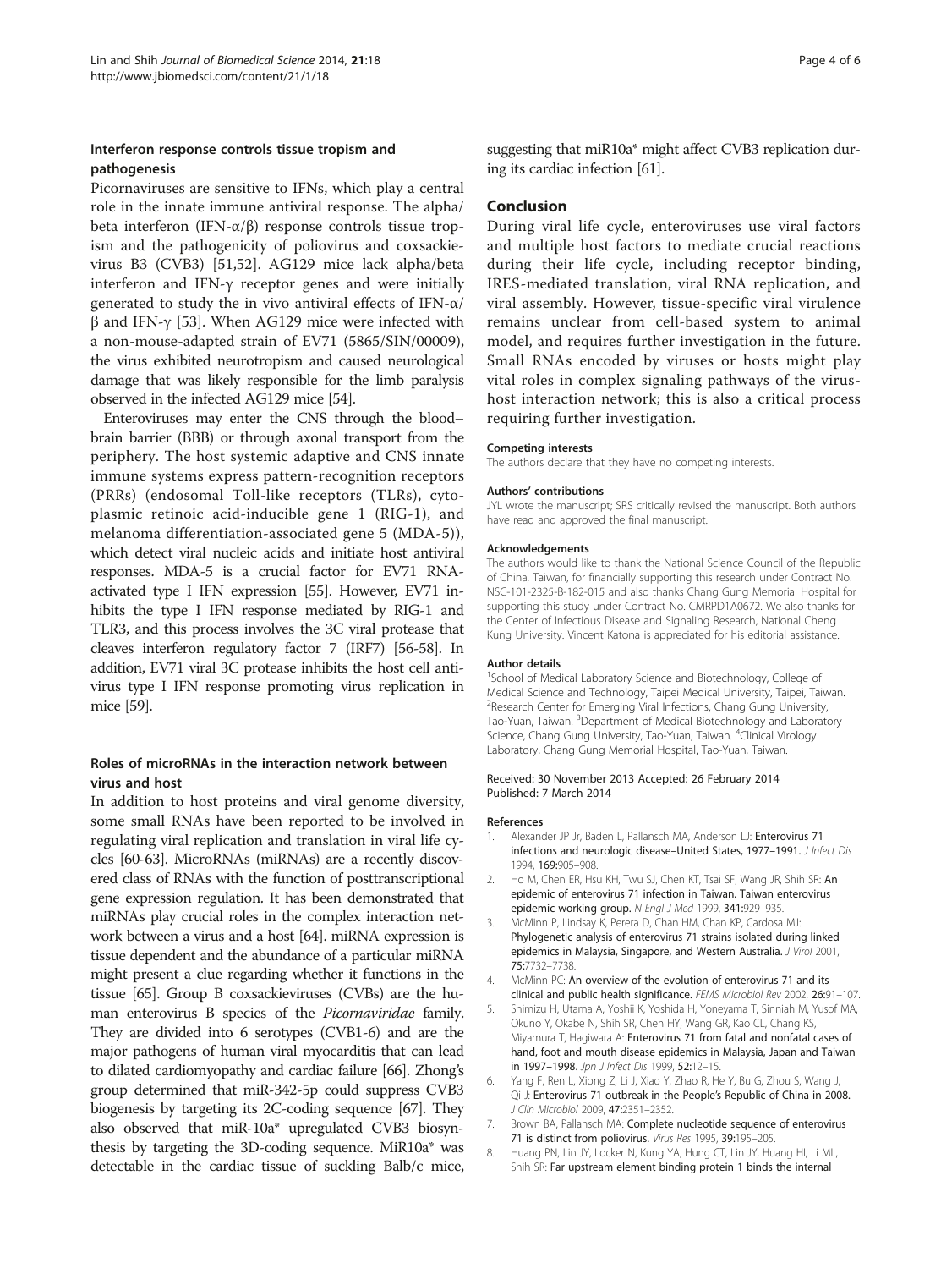### Interferon response controls tissue tropism and pathogenesis

Picornaviruses are sensitive to IFNs, which play a central role in the innate immune antiviral response. The alpha/beta interferon (IFN-α/β) response controls tissue tropism and the pathogenicity of poliovirus and coxsackievirus B3 (CVB3) [51,52]. AG129 mice lack alpha/beta interferon and IFN-γ receptor genes and were initially generated to study the in vivo antiviral effects of IFN-α/β and IFN-γ [53]. When AG129 mice were infected with a non-mouse-adapted strain of EV71 (5865/SIN/00009), the virus exhibited neurotropism and caused neurological damage that was likely responsible for the limb paralysis observed in the infected AG129 mice [54].

Enteroviruses may enter the CNS through the blood–brain barrier (BBB) or through axonal transport from the periphery. The host systemic adaptive and CNS innate immune systems express pattern-recognition receptors (PRRs) (endosomal Toll-like receptors (TLRs), cytoplasmic retinoic acid-inducible gene 1 (RIG-1), and melanoma differentiation-associated gene 5 (MDA-5)), which detect viral nucleic acids and initiate host antiviral responses. MDA-5 is a crucial factor for EV71 RNA-activated type I IFN expression [55]. However, EV71 inhibits the type I IFN response mediated by RIG-1 and TLR3, and this process involves the 3C viral protease that cleaves interferon regulatory factor 7 (IRF7) [56-58]. In addition, EV71 viral 3C protease inhibits the host cell antivirus type I IFN response promoting virus replication in mice [59].

### Roles of microRNAs in the interaction network between virus and host

In addition to host proteins and viral genome diversity, some small RNAs have been reported to be involved in regulating viral replication and translation in viral life cycles [60-63]. MicroRNAs (miRNAs) are a recently discovered class of RNAs with the function of posttranscriptional gene expression regulation. It has been demonstrated that miRNAs play crucial roles in the complex interaction network between a virus and a host [64]. miRNA expression is tissue dependent and the abundance of a particular miRNA might present a clue regarding whether it functions in the tissue [65]. Group B coxsackieviruses (CVBs) are the human enterovirus B species of the *Picornaviridae* family. They are divided into 6 serotypes (CVB1-6) and are the major pathogens of human viral myocarditis that can lead to dilated cardiomyopathy and cardiac failure [66]. Zhong's group determined that miR-342-5p could suppress CVB3 biogenesis by targeting its 2C-coding sequence [67]. They also observed that miR-10a* upregulated CVB3 biosynthesis by targeting the 3D-coding sequence. MiR10a* was detectable in the cardiac tissue of suckling Balb/c mice, suggesting that miR10a* might affect CVB3 replication during its cardiac infection [61].

## Conclusion

During viral life cycle, enteroviruses use viral factors and multiple host factors to mediate crucial reactions during their life cycle, including receptor binding, IRES-mediated translation, viral RNA replication, and viral assembly. However, tissue-specific viral virulence remains unclear from cell-based system to animal model, and requires further investigation in the future. Small RNAs encoded by viruses or hosts might play vital roles in complex signaling pathways of the virus-host interaction network; this is also a critical process requiring further investigation.

#### Competing interests

The authors declare that they have no competing interests.

#### Authors' contributions

JYL wrote the manuscript; SRS critically revised the manuscript. Both authors have read and approved the final manuscript.

#### Acknowledgements

The authors would like to thank the National Science Council of the Republic of China, Taiwan, for financially supporting this research under Contract No. NSC-101-2325-B-182-015 and also thanks Chang Gung Memorial Hospital for supporting this study under Contract No. CMRPD1A0672. We also thanks for the Center of Infectious Disease and Signaling Research, National Cheng Kung University. Vincent Katona is appreciated for his editorial assistance.

#### Author details

[1]School of Medical Laboratory Science and Biotechnology, College of Medical Science and Technology, Taipei Medical University, Taipei, Taiwan. [2]Research Center for Emerging Viral Infections, Chang Gung University, Tao-Yuan, Taiwan. [3]Department of Medical Biotechnology and Laboratory Science, Chang Gung University, Tao-Yuan, Taiwan. [4]Clinical Virology Laboratory, Chang Gung Memorial Hospital, Tao-Yuan, Taiwan.

Received: 30 November 2013 Accepted: 26 February 2014
Published: 7 March 2014

#### References

1. Alexander JP Jr, Baden L, Pallansch MA, Anderson LJ: **Enterovirus 71 infections and neurologic disease–United States, 1977–1991.** *J Infect Dis* 1994, **169:**905–908.
2. Ho M, Chen ER, Hsu KH, Twu SJ, Chen KT, Tsai SF, Wang JR, Shih SR: **An epidemic of enterovirus 71 infection in Taiwan. Taiwan enterovirus epidemic working group.** *N Engl J Med* 1999, **341:**929–935.
3. McMinn P, Lindsay K, Perera D, Chan HM, Chan KP, Cardosa MJ: **Phylogenetic analysis of enterovirus 71 strains isolated during linked epidemics in Malaysia, Singapore, and Western Australia.** *J Virol* 2001, **75:**7732–7738.
4. McMinn PC: **An overview of the evolution of enterovirus 71 and its clinical and public health significance.** *FEMS Microbiol Rev* 2002, **26:**91–107.
5. Shimizu H, Utama A, Yoshii K, Yoshida H, Yoneyama T, Sinniah M, Yusof MA, Okuno Y, Okabe N, Shih SR, Chen HY, Wang GR, Kao CL, Chang KS, Miyamura T, Hagiwara A: **Enterovirus 71 from fatal and nonfatal cases of hand, foot and mouth disease epidemics in Malaysia, Japan and Taiwan in 1997–1998.** *Jpn J Infect Dis* 1999, **52:**12–15.
6. Yang F, Ren L, Xiong Z, Li J, Xiao Y, Zhao R, He Y, Bu G, Zhou S, Wang J, Qi J: **Enterovirus 71 outbreak in the People's Republic of China in 2008.** *J Clin Microbiol* 2009, **47:**2351–2352.
7. Brown BA, Pallansch MA: **Complete nucleotide sequence of enterovirus 71 is distinct from poliovirus.** *Virus Res* 1995, **39:**195–205.
8. Huang PN, Lin JY, Locker N, Kung YA, Hung CT, Lin JY, Huang HI, Li ML, Shih SR: **Far upstream element binding protein 1 binds the internal**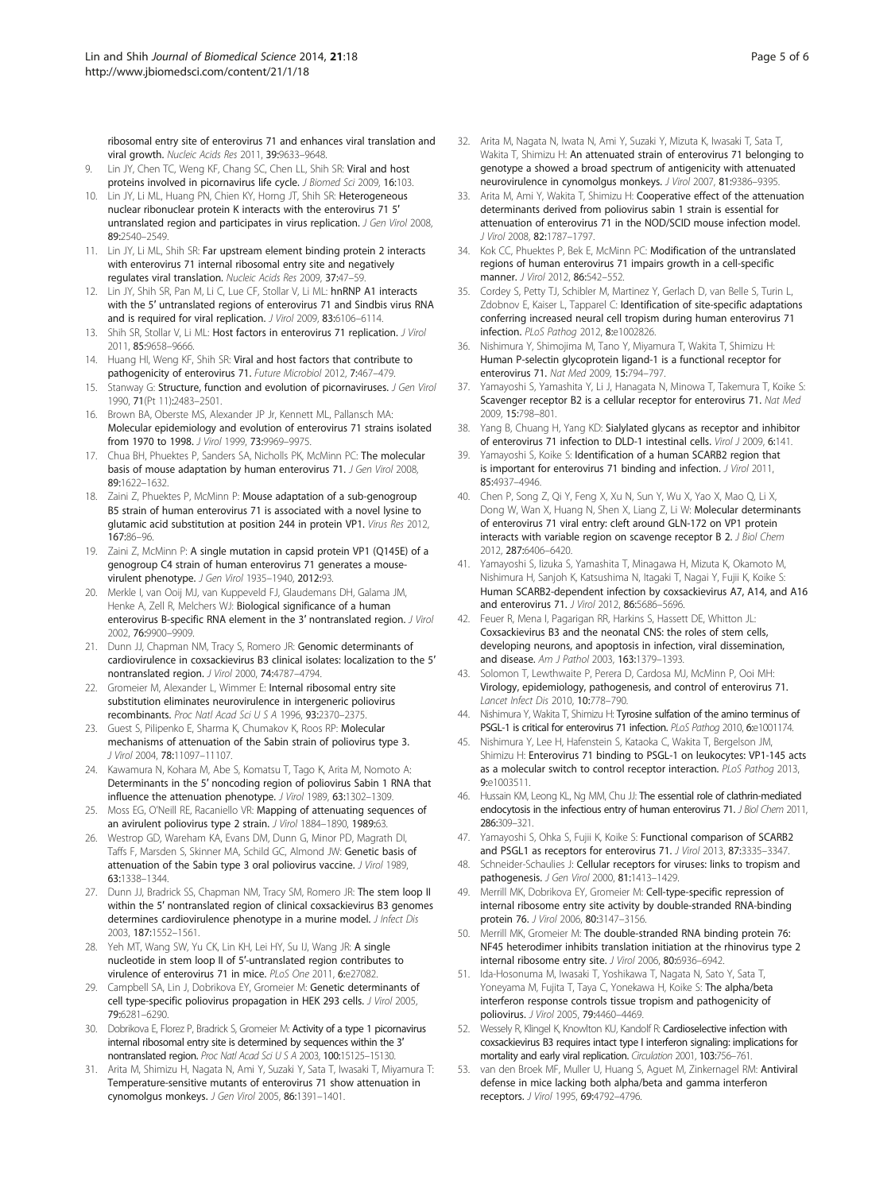ribosomal entry site of enterovirus 71 and enhances viral translation and viral growth. *Nucleic Acids Res* 2011, **39:**9633–9648.

9. Lin JY, Chen TC, Weng KF, Chang SC, Chen LL, Shih SR: **Viral and host proteins involved in picornavirus life cycle.** *J Biomed Sci* 2009, **16:**103.
10. Lin JY, Li ML, Huang PN, Chien KY, Horng JT, Shih SR: **Heterogeneous nuclear ribonuclear protein K interacts with the enterovirus 71 5′ untranslated region and participates in virus replication.** *J Gen Virol* 2008, **89:**2540–2549.
11. Lin JY, Li ML, Shih SR: **Far upstream element binding protein 2 interacts with enterovirus 71 internal ribosomal entry site and negatively regulates viral translation.** *Nucleic Acids Res* 2009, **37:**47–59.
12. Lin JY, Shih SR, Pan M, Li C, Lue CF, Stollar V, Li ML: **hnRNP A1 interacts with the 5′ untranslated regions of enterovirus 71 and Sindbis virus RNA and is required for viral replication.** *J Virol* 2009, **83:**6106–6114.
13. Shih SR, Stollar V, Li ML: **Host factors in enterovirus 71 replication.** *J Virol* 2011, **85:**9658–9666.
14. Huang HI, Weng KF, Shih SR: **Viral and host factors that contribute to pathogenicity of enterovirus 71.** *Future Microbiol* 2012, **7:**467–479.
15. Stanway G: **Structure, function and evolution of picornaviruses.** *J Gen Virol* 1990, **71**(Pt 11)**:**2483–2501.
16. Brown BA, Oberste MS, Alexander JP Jr, Kennett ML, Pallansch MA: **Molecular epidemiology and evolution of enterovirus 71 strains isolated from 1970 to 1998.** *J Virol* 1999, **73:**9969–9975.
17. Chua BH, Phuektes P, Sanders SA, Nicholls PK, McMinn PC: **The molecular basis of mouse adaptation by human enterovirus 71.** *J Gen Virol* 2008, **89:**1622–1632.
18. Zaini Z, Phuektes P, McMinn P: **Mouse adaptation of a sub-genogroup B5 strain of human enterovirus 71 is associated with a novel lysine to glutamic acid substitution at position 244 in protein VP1.** *Virus Res* 2012, **167:**86–96.
19. Zaini Z, McMinn P: **A single mutation in capsid protein VP1 (Q145E) of a genogroup C4 strain of human enterovirus 71 generates a mouse-virulent phenotype.** *J Gen Virol* 1935–1940, **2012:**93.
20. Merkle I, van Ooij MJ, van Kuppeveld FJ, Glaudemans DH, Galama JM, Henke A, Zell R, Melchers WJ: **Biological significance of a human enterovirus B-specific RNA element in the 3′ nontranslated region.** *J Virol* 2002, **76:**9900–9909.
21. Dunn JJ, Chapman NM, Tracy S, Romero JR: **Genomic determinants of cardiovirulence in coxsackievirus B3 clinical isolates: localization to the 5′ nontranslated region.** *J Virol* 2000, **74:**4787–4794.
22. Gromeier M, Alexander L, Wimmer E: **Internal ribosomal entry site substitution eliminates neurovirulence in intergeneric poliovirus recombinants.** *Proc Natl Acad Sci U S A* 1996, **93:**2370–2375.
23. Guest S, Pilipenko E, Sharma K, Chumakov K, Roos RP: **Molecular mechanisms of attenuation of the Sabin strain of poliovirus type 3.** *J Virol* 2004, **78:**11097–11107.
24. Kawamura N, Kohara M, Abe S, Komatsu T, Tago K, Arita M, Nomoto A: **Determinants in the 5′ noncoding region of poliovirus Sabin 1 RNA that influence the attenuation phenotype.** *J Virol* 1989, **63:**1302–1309.
25. Moss EG, O'Neill RE, Racaniello VR: **Mapping of attenuating sequences of an avirulent poliovirus type 2 strain.** *J Virol* 1884–1890, **1989:**63.
26. Westrop GD, Wareham KA, Evans DM, Dunn G, Minor PD, Magrath DI, Taffs F, Marsden S, Skinner MA, Schild GC, Almond JW: **Genetic basis of attenuation of the Sabin type 3 oral poliovirus vaccine.** *J Virol* 1989, **63:**1338–1344.
27. Dunn JJ, Bradrick SS, Chapman NM, Tracy SM, Romero JR: **The stem loop II within the 5′ nontranslated region of clinical coxsackievirus B3 genomes determines cardiovirulence phenotype in a murine model.** *J Infect Dis* 2003, **187:**1552–1561.
28. Yeh MT, Wang SW, Yu CK, Lin KH, Lei HY, Su IJ, Wang JR: **A single nucleotide in stem loop II of 5′-untranslated region contributes to virulence of enterovirus 71 in mice.** *PLoS One* 2011, **6:**e27082.
29. Campbell SA, Lin J, Dobrikova EY, Gromeier M: **Genetic determinants of cell type-specific poliovirus propagation in HEK 293 cells.** *J Virol* 2005, **79:**6281–6290.
30. Dobrikova E, Florez P, Bradrick S, Gromeier M: **Activity of a type 1 picornavirus internal ribosomal entry site is determined by sequences within the 3′ nontranslated region.** *Proc Natl Acad Sci U S A* 2003, **100:**15125–15130.
31. Arita M, Shimizu H, Nagata N, Ami Y, Suzaki Y, Sata T, Iwasaki T, Miyamura T: **Temperature-sensitive mutants of enterovirus 71 show attenuation in cynomolgus monkeys.** *J Gen Virol* 2005, **86:**1391–1401.
32. Arita M, Nagata N, Iwata N, Ami Y, Suzaki Y, Mizuta K, Iwasaki T, Sata T, Wakita T, Shimizu H: **An attenuated strain of enterovirus 71 belonging to genotype a showed a broad spectrum of antigenicity with attenuated neurovirulence in cynomolgus monkeys.** *J Virol* 2007, **81:**9386–9395.
33. Arita M, Ami Y, Wakita T, Shimizu H: **Cooperative effect of the attenuation determinants derived from poliovirus sabin 1 strain is essential for attenuation of enterovirus 71 in the NOD/SCID mouse infection model.** *J Virol* 2008, **82:**1787–1797.
34. Kok CC, Phuektes P, Bek E, McMinn PC: **Modification of the untranslated regions of human enterovirus 71 impairs growth in a cell-specific manner.** *J Virol* 2012, **86:**542–552.
35. Cordey S, Petty TJ, Schibler M, Martinez Y, Gerlach D, van Belle S, Turin L, Zdobnov E, Kaiser L, Tapparel C: **Identification of site-specific adaptations conferring increased neural cell tropism during human enterovirus 71 infection.** *PLoS Pathog* 2012, **8:**e1002826.
36. Nishimura Y, Shimojima M, Tano Y, Miyamura T, Wakita T, Shimizu H: **Human P-selectin glycoprotein ligand-1 is a functional receptor for enterovirus 71.** *Nat Med* 2009, **15:**794–797.
37. Yamayoshi S, Yamashita Y, Li J, Hanagata N, Minowa T, Takemura T, Koike S: **Scavenger receptor B2 is a cellular receptor for enterovirus 71.** *Nat Med* 2009, **15:**798–801.
38. Yang B, Chuang H, Yang KD: **Sialylated glycans as receptor and inhibitor of enterovirus 71 infection to DLD-1 intestinal cells.** *Virol J* 2009, **6:**141.
39. Yamayoshi S, Koike S: **Identification of a human SCARB2 region that is important for enterovirus 71 binding and infection.** *J Virol* 2011, **85:**4937–4946.
40. Chen P, Song Z, Qi Y, Feng X, Xu N, Sun Y, Wu X, Yao X, Mao Q, Li X, Dong W, Wan X, Huang N, Shen X, Liang Z, Li W: **Molecular determinants of enterovirus 71 viral entry: cleft around GLN-172 on VP1 protein interacts with variable region on scavenge receptor B 2.** *J Biol Chem* 2012, **287:**6406–6420.
41. Yamayoshi S, Iizuka S, Yamashita T, Minagawa H, Mizuta K, Okamoto M, Nishimura H, Sanjoh K, Katsushima N, Itagaki T, Nagai Y, Fujii K, Koike S: **Human SCARB2-dependent infection by coxsackievirus A7, A14, and A16 and enterovirus 71.** *J Virol* 2012, **86:**5686–5696.
42. Feuer R, Mena I, Pagarigan RR, Harkins S, Hassett DE, Whitton JL: **Coxsackievirus B3 and the neonatal CNS: the roles of stem cells, developing neurons, and apoptosis in infection, viral dissemination, and disease.** *Am J Pathol* 2003, **163:**1379–1393.
43. Solomon T, Lewthwaite P, Perera D, Cardosa MJ, McMinn P, Ooi MH: **Virology, epidemiology, pathogenesis, and control of enterovirus 71.** *Lancet Infect Dis* 2010, **10:**778–790.
44. Nishimura Y, Wakita T, Shimizu H: **Tyrosine sulfation of the amino terminus of PSGL-1 is critical for enterovirus 71 infection.** *PLoS Pathog* 2010, **6:**e1001174.
45. Nishimura Y, Lee H, Hafenstein S, Kataoka C, Wakita T, Bergelson JM, Shimizu H: **Enterovirus 71 binding to PSGL-1 on leukocytes: VP1-145 acts as a molecular switch to control receptor interaction.** *PLoS Pathog* 2013, **9:**e1003511.
46. Hussain KM, Leong KL, Ng MM, Chu JJ: **The essential role of clathrin-mediated endocytosis in the infectious entry of human enterovirus 71.** *J Biol Chem* 2011, **286:**309–321.
47. Yamayoshi S, Ohka S, Fujii K, Koike S: **Functional comparison of SCARB2 and PSGL1 as receptors for enterovirus 71.** *J Virol* 2013, **87:**3335–3347.
48. Schneider-Schaulies J: **Cellular receptors for viruses: links to tropism and pathogenesis.** *J Gen Virol* 2000, **81:**1413–1429.
49. Merrill MK, Dobrikova EY, Gromeier M: **Cell-type-specific repression of internal ribosome entry site activity by double-stranded RNA-binding protein 76.** *J Virol* 2006, **80:**3147–3156.
50. Merrill MK, Gromeier M: **The double-stranded RNA binding protein 76: NF45 heterodimer inhibits translation initiation at the rhinovirus type 2 internal ribosome entry site.** *J Virol* 2006, **80:**6936–6942.
51. Ida-Hosonuma M, Iwasaki T, Yoshikawa T, Nagata N, Sato Y, Sata T, Yoneyama M, Fujita T, Taya C, Yonekawa H, Koike S: **The alpha/beta interferon response controls tissue tropism and pathogenicity of poliovirus.** *J Virol* 2005, **79:**4460–4469.
52. Wessely R, Klingel K, Knowlton KU, Kandolf R: **Cardioselective infection with coxsackievirus B3 requires intact type I interferon signaling: implications for mortality and early viral replication.** *Circulation* 2001, **103:**756–761.
53. van den Broek MF, Muller U, Huang S, Aguet M, Zinkernagel RM: **Antiviral defense in mice lacking both alpha/beta and gamma interferon receptors.** *J Virol* 1995, **69:**4792–4796.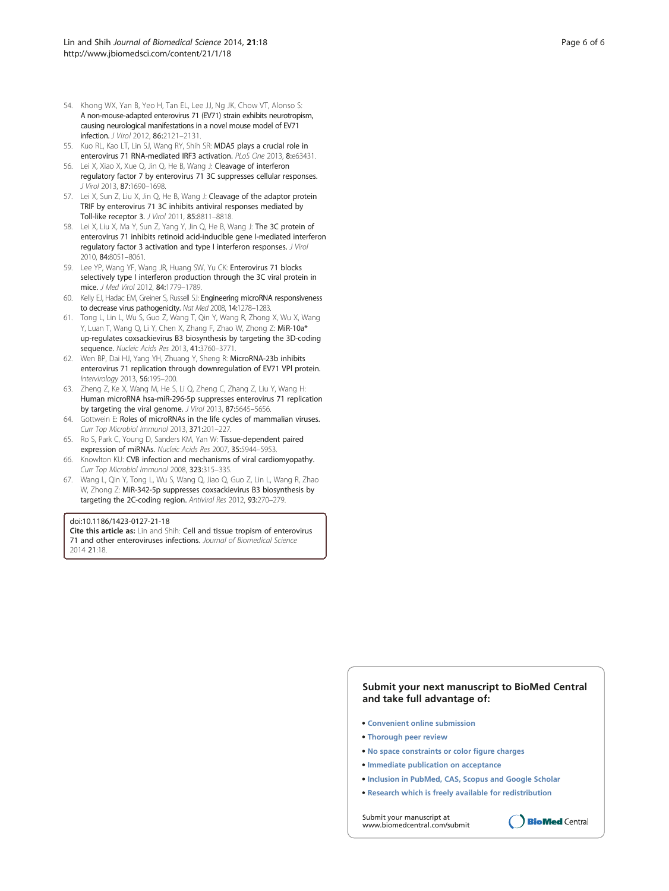54. Khong WX, Yan B, Yeo H, Tan EL, Lee JJ, Ng JK, Chow VT, Alonso S: **A non-mouse-adapted enterovirus 71 (EV71) strain exhibits neurotropism, causing neurological manifestations in a novel mouse model of EV71 infection.** *J Virol* 2012, **86:**2121–2131.
55. Kuo RL, Kao LT, Lin SJ, Wang RY, Shih SR: **MDA5 plays a crucial role in enterovirus 71 RNA-mediated IRF3 activation.** *PLoS One* 2013, **8:**e63431.
56. Lei X, Xiao X, Xue Q, Jin Q, He B, Wang J: **Cleavage of interferon regulatory factor 7 by enterovirus 71 3C suppresses cellular responses.** *J Virol* 2013, **87:**1690–1698.
57. Lei X, Sun Z, Liu X, Jin Q, He B, Wang J: **Cleavage of the adaptor protein TRIF by enterovirus 71 3C inhibits antiviral responses mediated by Toll-like receptor 3.** *J Virol* 2011, **85:**8811–8818.
58. Lei X, Liu X, Ma Y, Sun Z, Yang Y, Jin Q, He B, Wang J: **The 3C protein of enterovirus 71 inhibits retinoid acid-inducible gene I-mediated interferon regulatory factor 3 activation and type I interferon responses.** *J Virol* 2010, **84:**8051–8061.
59. Lee YP, Wang YF, Wang JR, Huang SW, Yu CK: **Enterovirus 71 blocks selectively type I interferon production through the 3C viral protein in mice.** *J Med Virol* 2012, **84:**1779–1789.
60. Kelly EJ, Hadac EM, Greiner S, Russell SJ: **Engineering microRNA responsiveness to decrease virus pathogenicity.** *Nat Med* 2008, **14:**1278–1283.
61. Tong L, Lin L, Wu S, Guo Z, Wang T, Qin Y, Wang R, Zhong X, Wu X, Wang Y, Luan T, Wang Q, Li Y, Chen X, Zhang F, Zhao W, Zhong Z: **MiR-10a* up-regulates coxsackievirus B3 biosynthesis by targeting the 3D-coding sequence.** *Nucleic Acids Res* 2013, **41:**3760–3771.
62. Wen BP, Dai HJ, Yang YH, Zhuang Y, Sheng R: **MicroRNA-23b inhibits enterovirus 71 replication through downregulation of EV71 VPl protein.** *Intervirology* 2013, **56:**195–200.
63. Zheng Z, Ke X, Wang M, He S, Li Q, Zheng C, Zhang Z, Liu Y, Wang H: **Human microRNA hsa-miR-296-5p suppresses enterovirus 71 replication by targeting the viral genome.** *J Virol* 2013, **87:**5645–5656.
64. Gottwein E: **Roles of microRNAs in the life cycles of mammalian viruses.** *Curr Top Microbiol Immunol* 2013, **371:**201–227.
65. Ro S, Park C, Young D, Sanders KM, Yan W: **Tissue-dependent paired expression of miRNAs.** *Nucleic Acids Res* 2007, **35:**5944–5953.
66. Knowlton KU: **CVB infection and mechanisms of viral cardiomyopathy.** *Curr Top Microbiol Immunol* 2008, **323:**315–335.
67. Wang L, Qin Y, Tong L, Wu S, Wang Q, Jiao Q, Guo Z, Lin L, Wang R, Zhao W, Zhong Z: **MiR-342-5p suppresses coxsackievirus B3 biosynthesis by targeting the 2C-coding region.** *Antiviral Res* 2012, **93:**270–279.

doi:10.1186/1423-0127-21-18
**Cite this article as:** Lin and Shih: Cell and tissue tropism of enterovirus 71 and other enteroviruses infections. *Journal of Biomedical Science* 2014 **21**:18.

**Submit your next manuscript to BioMed Central and take full advantage of:**

- Convenient online submission
- Thorough peer review
- No space constraints or color figure charges
- Immediate publication on acceptance
- Inclusion in PubMed, CAS, Scopus and Google Scholar
- Research which is freely available for redistribution

Submit your manuscript at
www.biomedcentral.com/submit

BioMed Central